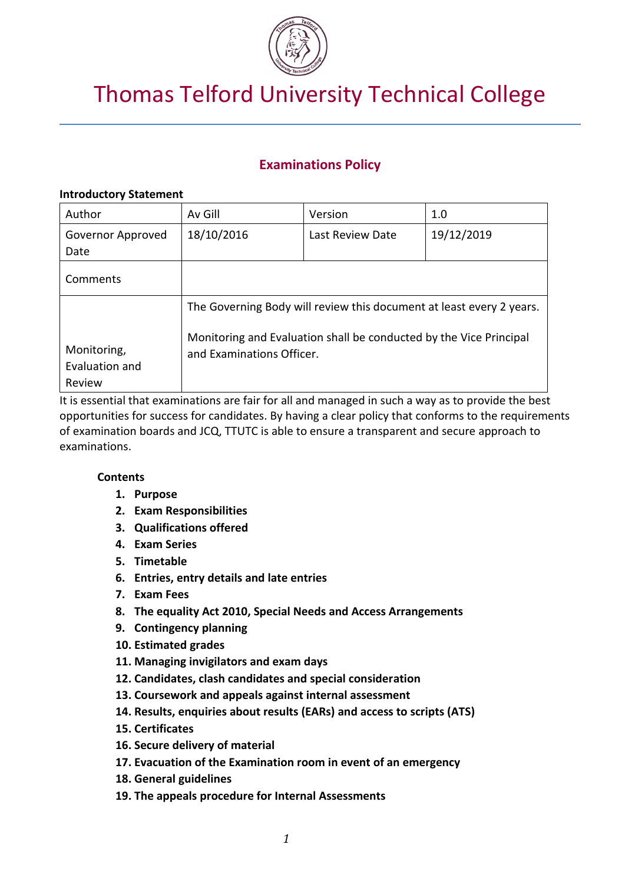# Thomas Telford University Technical College

## Examinations Policy

**Introductory Statement**

| Author | Av Gill | Version | 1.0 |
|---|---|---|---|
| Governor Approved Date | 18/10/2016 | Last Review Date | 19/12/2019 |
| Comments | | | |
| Monitoring, Evaluation and Review | The Governing Body will review this document at least every 2 years.<br><br>Monitoring and Evaluation shall be conducted by the Vice Principal and Examinations Officer. | | |

It is essential that examinations are fair for all and managed in such a way as to provide the best opportunities for success for candidates. By having a clear policy that conforms to the requirements of examination boards and JCQ, TTUTC is able to ensure a transparent and secure approach to examinations.

**Contents**

1. **Purpose**
2. **Exam Responsibilities**
3. **Qualifications offered**
4. **Exam Series**
5. **Timetable**
6. **Entries, entry details and late entries**
7. **Exam Fees**
8. **The equality Act 2010, Special Needs and Access Arrangements**
9. **Contingency planning**
10. **Estimated grades**
11. **Managing invigilators and exam days**
12. **Candidates, clash candidates and special consideration**
13. **Coursework and appeals against internal assessment**
14. **Results, enquiries about results (EARs) and access to scripts (ATS)**
15. **Certificates**
16. **Secure delivery of material**
17. **Evacuation of the Examination room in event of an emergency**
18. **General guidelines**
19. **The appeals procedure for Internal Assessments**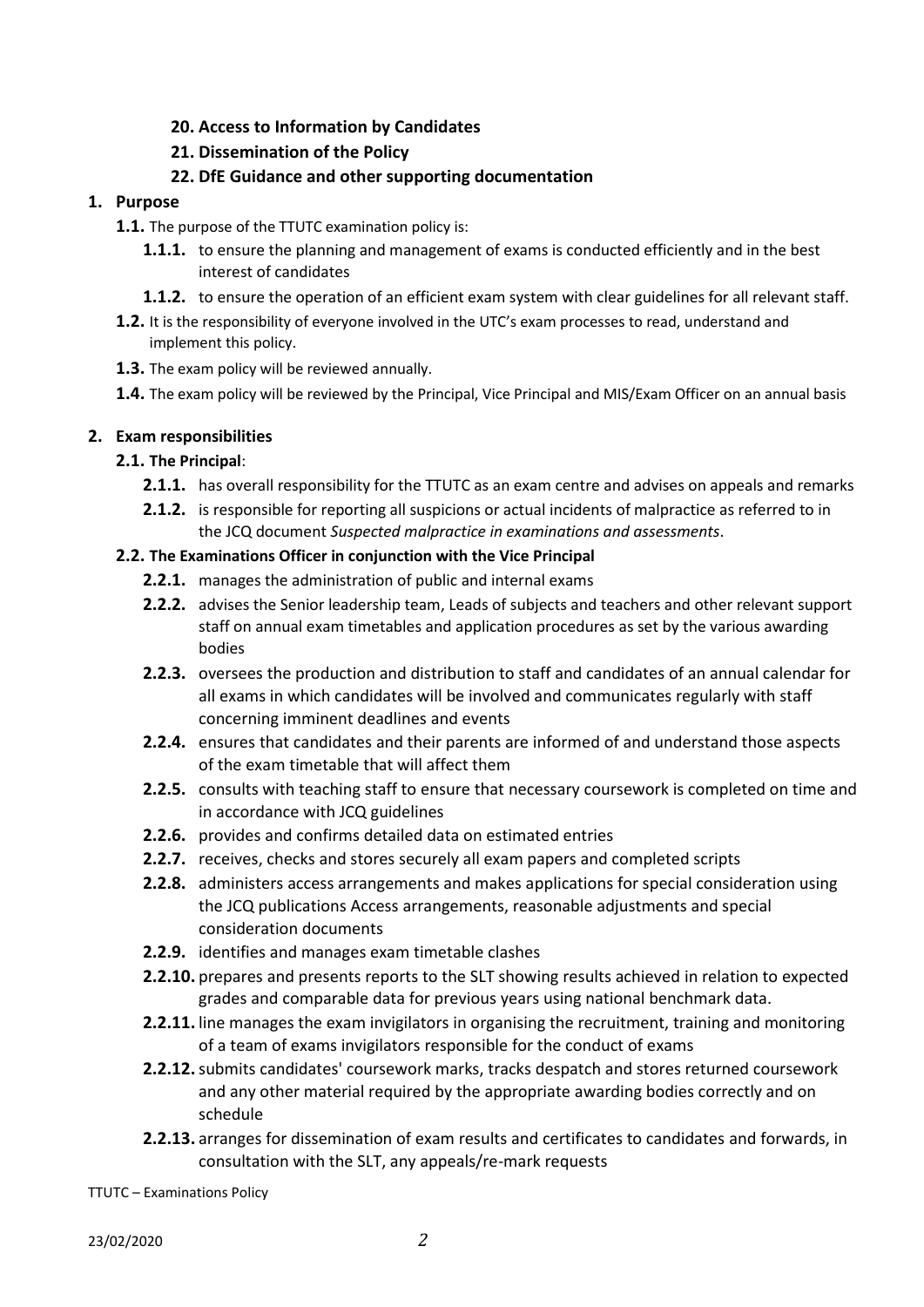**20. Access to Information by Candidates**

**21. Dissemination of the Policy**

**22. DfE Guidance and other supporting documentation**

## 1. Purpose

**1.1.** The purpose of the TTUTC examination policy is:

- **1.1.1.** to ensure the planning and management of exams is conducted efficiently and in the best interest of candidates
- **1.1.2.** to ensure the operation of an efficient exam system with clear guidelines for all relevant staff.

**1.2.** It is the responsibility of everyone involved in the UTC's exam processes to read, understand and implement this policy.

**1.3.** The exam policy will be reviewed annually.

**1.4.** The exam policy will be reviewed by the Principal, Vice Principal and MIS/Exam Officer on an annual basis

## 2. Exam responsibilities

### 2.1. The Principal:

- **2.1.1.** has overall responsibility for the TTUTC as an exam centre and advises on appeals and remarks
- **2.1.2.** is responsible for reporting all suspicions or actual incidents of malpractice as referred to in the JCQ document *Suspected malpractice in examinations and assessments*.

### 2.2. The Examinations Officer in conjunction with the Vice Principal

- **2.2.1.** manages the administration of public and internal exams
- **2.2.2.** advises the Senior leadership team, Leads of subjects and teachers and other relevant support staff on annual exam timetables and application procedures as set by the various awarding bodies
- **2.2.3.** oversees the production and distribution to staff and candidates of an annual calendar for all exams in which candidates will be involved and communicates regularly with staff concerning imminent deadlines and events
- **2.2.4.** ensures that candidates and their parents are informed of and understand those aspects of the exam timetable that will affect them
- **2.2.5.** consults with teaching staff to ensure that necessary coursework is completed on time and in accordance with JCQ guidelines
- **2.2.6.** provides and confirms detailed data on estimated entries
- **2.2.7.** receives, checks and stores securely all exam papers and completed scripts
- **2.2.8.** administers access arrangements and makes applications for special consideration using the JCQ publications Access arrangements, reasonable adjustments and special consideration documents
- **2.2.9.** identifies and manages exam timetable clashes
- **2.2.10.** prepares and presents reports to the SLT showing results achieved in relation to expected grades and comparable data for previous years using national benchmark data.
- **2.2.11.** line manages the exam invigilators in organising the recruitment, training and monitoring of a team of exams invigilators responsible for the conduct of exams
- **2.2.12.** submits candidates' coursework marks, tracks despatch and stores returned coursework and any other material required by the appropriate awarding bodies correctly and on schedule
- **2.2.13.** arranges for dissemination of exam results and certificates to candidates and forwards, in consultation with the SLT, any appeals/re-mark requests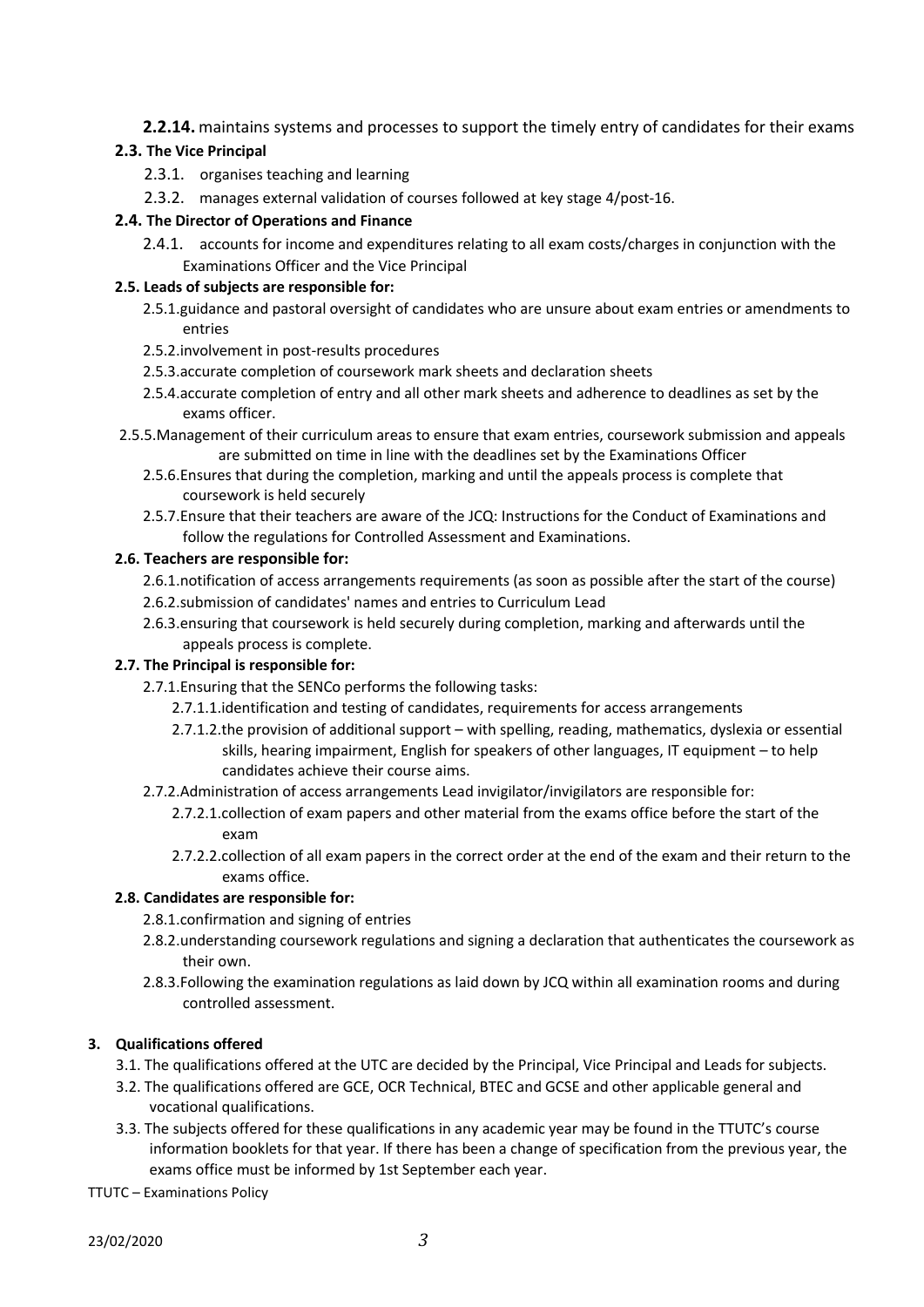**2.2.14.** maintains systems and processes to support the timely entry of candidates for their exams

**2.3. The Vice Principal**

- 2.3.1. organises teaching and learning
- 2.3.2. manages external validation of courses followed at key stage 4/post-16.

**2.4. The Director of Operations and Finance**

- 2.4.1. accounts for income and expenditures relating to all exam costs/charges in conjunction with the Examinations Officer and the Vice Principal

**2.5. Leads of subjects are responsible for:**

- 2.5.1. guidance and pastoral oversight of candidates who are unsure about exam entries or amendments to entries
- 2.5.2. involvement in post-results procedures
- 2.5.3. accurate completion of coursework mark sheets and declaration sheets
- 2.5.4. accurate completion of entry and all other mark sheets and adherence to deadlines as set by the exams officer.
- 2.5.5. Management of their curriculum areas to ensure that exam entries, coursework submission and appeals are submitted on time in line with the deadlines set by the Examinations Officer
- 2.5.6. Ensures that during the completion, marking and until the appeals process is complete that coursework is held securely
- 2.5.7. Ensure that their teachers are aware of the JCQ: Instructions for the Conduct of Examinations and follow the regulations for Controlled Assessment and Examinations.

**2.6. Teachers are responsible for:**

- 2.6.1. notification of access arrangements requirements (as soon as possible after the start of the course)
- 2.6.2. submission of candidates' names and entries to Curriculum Lead
- 2.6.3. ensuring that coursework is held securely during completion, marking and afterwards until the appeals process is complete.

**2.7. The Principal is responsible for:**

- 2.7.1. Ensuring that the SENCo performs the following tasks:
  - 2.7.1.1. identification and testing of candidates, requirements for access arrangements
  - 2.7.1.2. the provision of additional support – with spelling, reading, mathematics, dyslexia or essential skills, hearing impairment, English for speakers of other languages, IT equipment – to help candidates achieve their course aims.
- 2.7.2. Administration of access arrangements Lead invigilator/invigilators are responsible for:
  - 2.7.2.1. collection of exam papers and other material from the exams office before the start of the exam
  - 2.7.2.2. collection of all exam papers in the correct order at the end of the exam and their return to the exams office.

**2.8. Candidates are responsible for:**

- 2.8.1. confirmation and signing of entries
- 2.8.2. understanding coursework regulations and signing a declaration that authenticates the coursework as their own.
- 2.8.3. Following the examination regulations as laid down by JCQ within all examination rooms and during controlled assessment.

## 3. Qualifications offered

- 3.1. The qualifications offered at the UTC are decided by the Principal, Vice Principal and Leads for subjects.
- 3.2. The qualifications offered are GCE, OCR Technical, BTEC and GCSE and other applicable general and vocational qualifications.
- 3.3. The subjects offered for these qualifications in any academic year may be found in the TTUTC's course information booklets for that year. If there has been a change of specification from the previous year, the exams office must be informed by 1st September each year.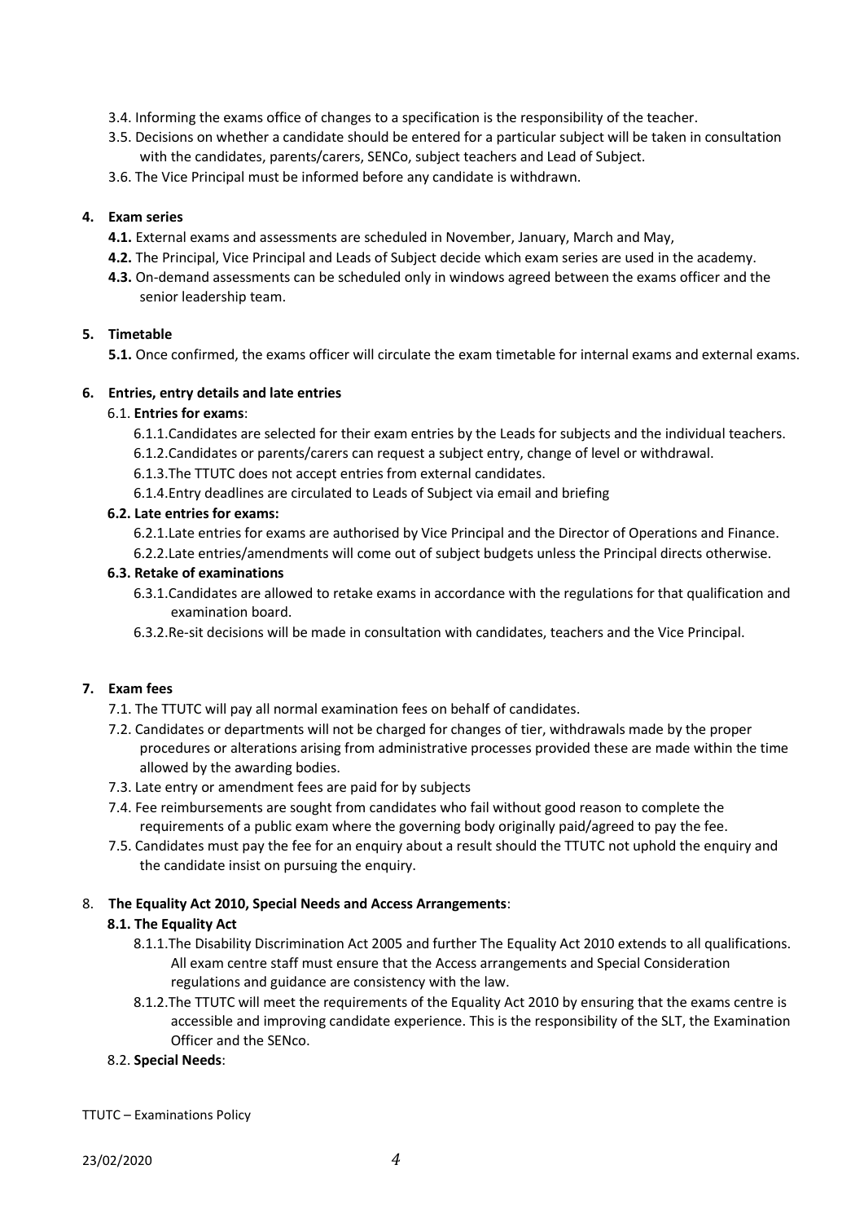3.4. Informing the exams office of changes to a specification is the responsibility of the teacher.

3.5. Decisions on whether a candidate should be entered for a particular subject will be taken in consultation with the candidates, parents/carers, SENCo, subject teachers and Lead of Subject.

3.6. The Vice Principal must be informed before any candidate is withdrawn.

**4. Exam series**

**4.1.** External exams and assessments are scheduled in November, January, March and May,

**4.2.** The Principal, Vice Principal and Leads of Subject decide which exam series are used in the academy.

**4.3.** On-demand assessments can be scheduled only in windows agreed between the exams officer and the senior leadership team.

**5. Timetable**

**5.1.** Once confirmed, the exams officer will circulate the exam timetable for internal exams and external exams.

**6. Entries, entry details and late entries**

6.1. **Entries for exams**:

6.1.1. Candidates are selected for their exam entries by the Leads for subjects and the individual teachers.

6.1.2. Candidates or parents/carers can request a subject entry, change of level or withdrawal.

6.1.3. The TTUTC does not accept entries from external candidates.

6.1.4. Entry deadlines are circulated to Leads of Subject via email and briefing

**6.2. Late entries for exams:**

6.2.1. Late entries for exams are authorised by Vice Principal and the Director of Operations and Finance.

6.2.2. Late entries/amendments will come out of subject budgets unless the Principal directs otherwise.

**6.3. Retake of examinations**

6.3.1. Candidates are allowed to retake exams in accordance with the regulations for that qualification and examination board.

6.3.2. Re-sit decisions will be made in consultation with candidates, teachers and the Vice Principal.

**7. Exam fees**

7.1. The TTUTC will pay all normal examination fees on behalf of candidates.

7.2. Candidates or departments will not be charged for changes of tier, withdrawals made by the proper procedures or alterations arising from administrative processes provided these are made within the time allowed by the awarding bodies.

7.3. Late entry or amendment fees are paid for by subjects

7.4. Fee reimbursements are sought from candidates who fail without good reason to complete the requirements of a public exam where the governing body originally paid/agreed to pay the fee.

7.5. Candidates must pay the fee for an enquiry about a result should the TTUTC not uphold the enquiry and the candidate insist on pursuing the enquiry.

8. **The Equality Act 2010, Special Needs and Access Arrangements**:

**8.1. The Equality Act**

8.1.1. The Disability Discrimination Act 2005 and further The Equality Act 2010 extends to all qualifications. All exam centre staff must ensure that the Access arrangements and Special Consideration regulations and guidance are consistency with the law.

8.1.2. The TTUTC will meet the requirements of the Equality Act 2010 by ensuring that the exams centre is accessible and improving candidate experience. This is the responsibility of the SLT, the Examination Officer and the SENco.

8.2. **Special Needs**: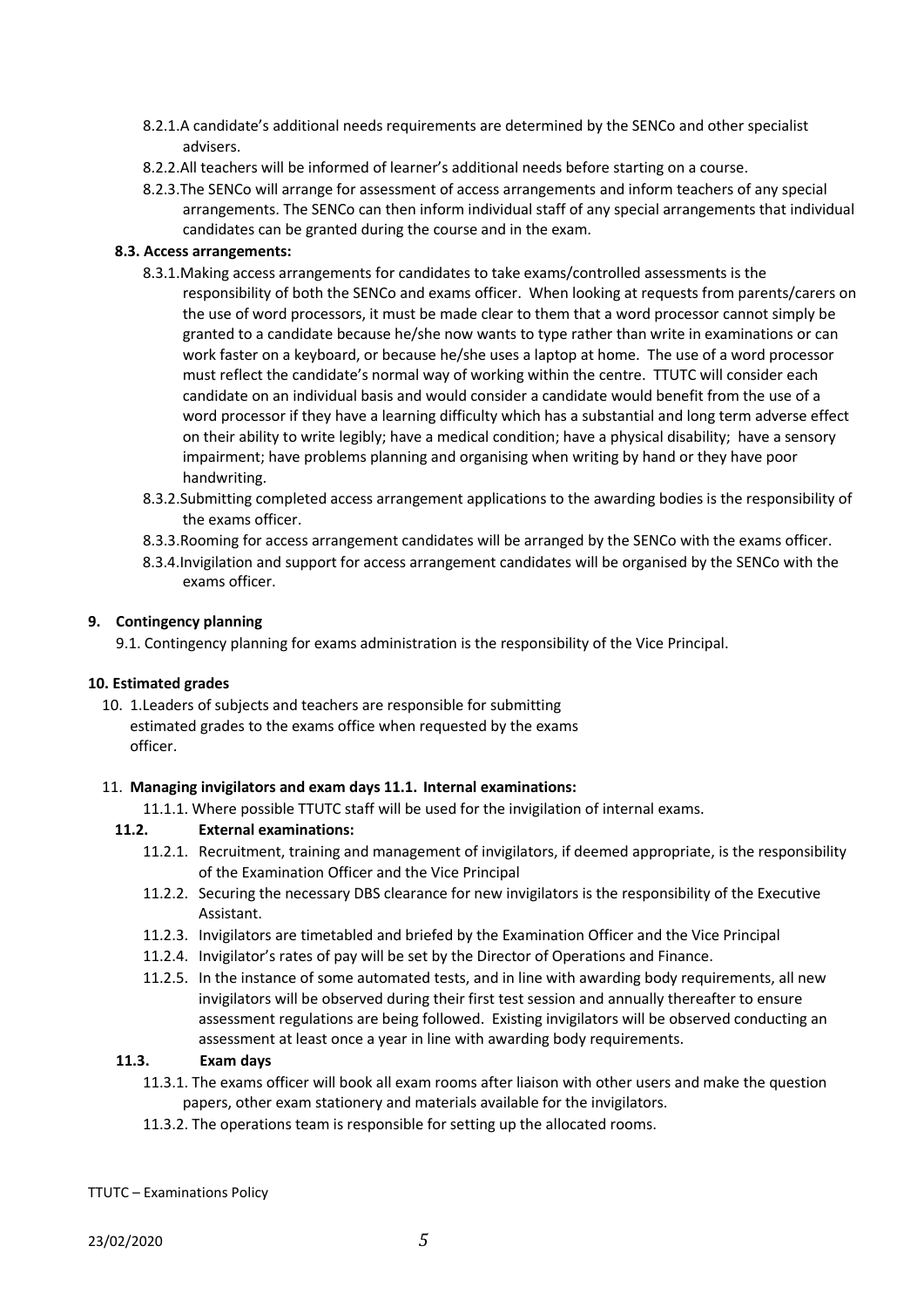8.2.1. A candidate's additional needs requirements are determined by the SENCo and other specialist advisers.

8.2.2. All teachers will be informed of learner's additional needs before starting on a course.

8.2.3. The SENCo will arrange for assessment of access arrangements and inform teachers of any special arrangements. The SENCo can then inform individual staff of any special arrangements that individual candidates can be granted during the course and in the exam.

**8.3. Access arrangements:**

8.3.1. Making access arrangements for candidates to take exams/controlled assessments is the responsibility of both the SENCo and exams officer. When looking at requests from parents/carers on the use of word processors, it must be made clear to them that a word processor cannot simply be granted to a candidate because he/she now wants to type rather than write in examinations or can work faster on a keyboard, or because he/she uses a laptop at home. The use of a word processor must reflect the candidate's normal way of working within the centre. TTUTC will consider each candidate on an individual basis and would consider a candidate would benefit from the use of a word processor if they have a learning difficulty which has a substantial and long term adverse effect on their ability to write legibly; have a medical condition; have a physical disability; have a sensory impairment; have problems planning and organising when writing by hand or they have poor handwriting.

8.3.2. Submitting completed access arrangement applications to the awarding bodies is the responsibility of the exams officer.

8.3.3. Rooming for access arrangement candidates will be arranged by the SENCo with the exams officer.

8.3.4. Invigilation and support for access arrangement candidates will be organised by the SENCo with the exams officer.

## 9. Contingency planning

9.1. Contingency planning for exams administration is the responsibility of the Vice Principal.

## 10. Estimated grades

10. 1. Leaders of subjects and teachers are responsible for submitting estimated grades to the exams office when requested by the exams officer.

## 11. Managing invigilators and exam days 11.1. Internal examinations:

11.1.1. Where possible TTUTC staff will be used for the invigilation of internal exams.

**11.2. External examinations:**

11.2.1. Recruitment, training and management of invigilators, if deemed appropriate, is the responsibility of the Examination Officer and the Vice Principal

11.2.2. Securing the necessary DBS clearance for new invigilators is the responsibility of the Executive Assistant.

11.2.3. Invigilators are timetabled and briefed by the Examination Officer and the Vice Principal

11.2.4. Invigilator's rates of pay will be set by the Director of Operations and Finance.

11.2.5. In the instance of some automated tests, and in line with awarding body requirements, all new invigilators will be observed during their first test session and annually thereafter to ensure assessment regulations are being followed. Existing invigilators will be observed conducting an assessment at least once a year in line with awarding body requirements.

**11.3. Exam days**

11.3.1. The exams officer will book all exam rooms after liaison with other users and make the question papers, other exam stationery and materials available for the invigilators.

11.3.2. The operations team is responsible for setting up the allocated rooms.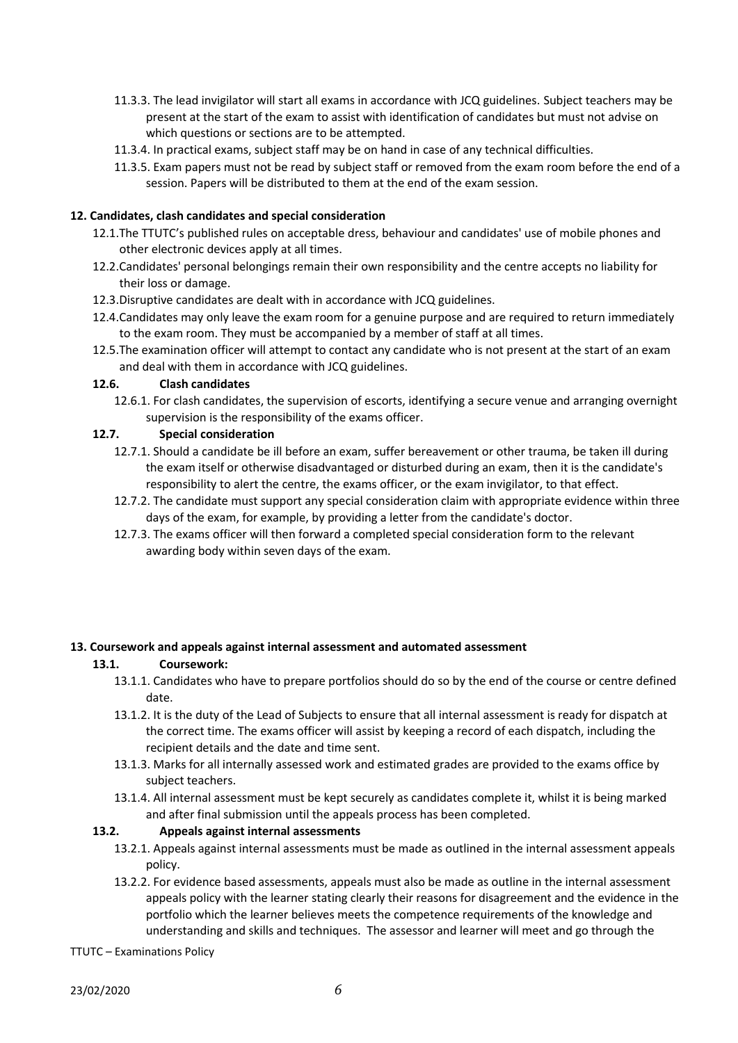- 11.3.3. The lead invigilator will start all exams in accordance with JCQ guidelines. Subject teachers may be present at the start of the exam to assist with identification of candidates but must not advise on which questions or sections are to be attempted.
- 11.3.4. In practical exams, subject staff may be on hand in case of any technical difficulties.
- 11.3.5. Exam papers must not be read by subject staff or removed from the exam room before the end of a session. Papers will be distributed to them at the end of the exam session.

**12. Candidates, clash candidates and special consideration**

- 12.1. The TTUTC's published rules on acceptable dress, behaviour and candidates' use of mobile phones and other electronic devices apply at all times.
- 12.2. Candidates' personal belongings remain their own responsibility and the centre accepts no liability for their loss or damage.
- 12.3. Disruptive candidates are dealt with in accordance with JCQ guidelines.
- 12.4. Candidates may only leave the exam room for a genuine purpose and are required to return immediately to the exam room. They must be accompanied by a member of staff at all times.
- 12.5. The examination officer will attempt to contact any candidate who is not present at the start of an exam and deal with them in accordance with JCQ guidelines.

**12.6. Clash candidates**

- 12.6.1. For clash candidates, the supervision of escorts, identifying a secure venue and arranging overnight supervision is the responsibility of the exams officer.

**12.7. Special consideration**

- 12.7.1. Should a candidate be ill before an exam, suffer bereavement or other trauma, be taken ill during the exam itself or otherwise disadvantaged or disturbed during an exam, then it is the candidate's responsibility to alert the centre, the exams officer, or the exam invigilator, to that effect.
- 12.7.2. The candidate must support any special consideration claim with appropriate evidence within three days of the exam, for example, by providing a letter from the candidate's doctor.
- 12.7.3. The exams officer will then forward a completed special consideration form to the relevant awarding body within seven days of the exam.

**13. Coursework and appeals against internal assessment and automated assessment**

**13.1. Coursework:**

- 13.1.1. Candidates who have to prepare portfolios should do so by the end of the course or centre defined date.
- 13.1.2. It is the duty of the Lead of Subjects to ensure that all internal assessment is ready for dispatch at the correct time. The exams officer will assist by keeping a record of each dispatch, including the recipient details and the date and time sent.
- 13.1.3. Marks for all internally assessed work and estimated grades are provided to the exams office by subject teachers.
- 13.1.4. All internal assessment must be kept securely as candidates complete it, whilst it is being marked and after final submission until the appeals process has been completed.

**13.2. Appeals against internal assessments**

- 13.2.1. Appeals against internal assessments must be made as outlined in the internal assessment appeals policy.
- 13.2.2. For evidence based assessments, appeals must also be made as outline in the internal assessment appeals policy with the learner stating clearly their reasons for disagreement and the evidence in the portfolio which the learner believes meets the competence requirements of the knowledge and understanding and skills and techniques. The assessor and learner will meet and go through the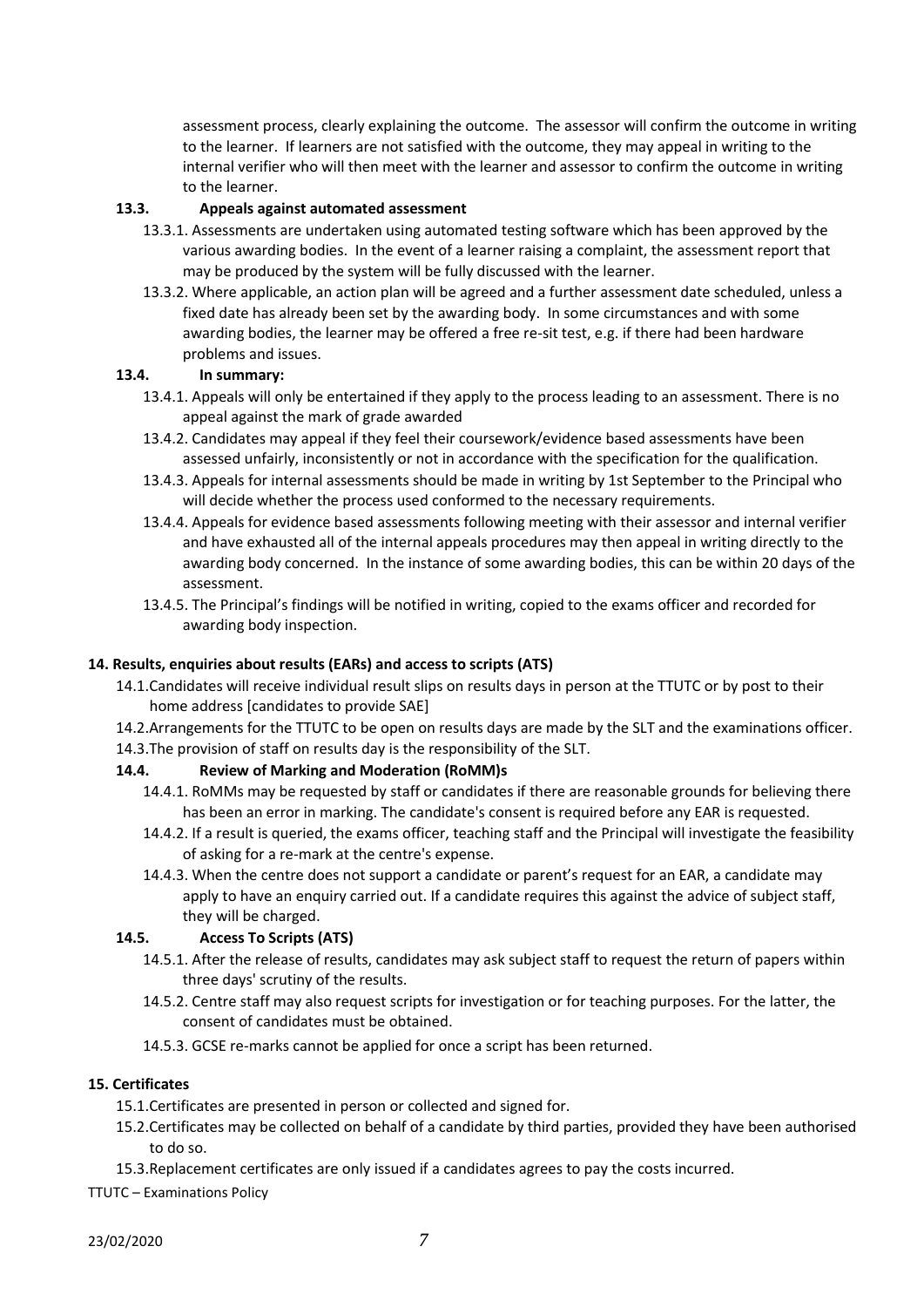assessment process, clearly explaining the outcome. The assessor will confirm the outcome in writing to the learner. If learners are not satisfied with the outcome, they may appeal in writing to the internal verifier who will then meet with the learner and assessor to confirm the outcome in writing to the learner.

**13.3. Appeals against automated assessment**

13.3.1. Assessments are undertaken using automated testing software which has been approved by the various awarding bodies. In the event of a learner raising a complaint, the assessment report that may be produced by the system will be fully discussed with the learner.

13.3.2. Where applicable, an action plan will be agreed and a further assessment date scheduled, unless a fixed date has already been set by the awarding body. In some circumstances and with some awarding bodies, the learner may be offered a free re-sit test, e.g. if there had been hardware problems and issues.

**13.4. In summary:**

13.4.1. Appeals will only be entertained if they apply to the process leading to an assessment. There is no appeal against the mark of grade awarded

13.4.2. Candidates may appeal if they feel their coursework/evidence based assessments have been assessed unfairly, inconsistently or not in accordance with the specification for the qualification.

13.4.3. Appeals for internal assessments should be made in writing by 1st September to the Principal who will decide whether the process used conformed to the necessary requirements.

13.4.4. Appeals for evidence based assessments following meeting with their assessor and internal verifier and have exhausted all of the internal appeals procedures may then appeal in writing directly to the awarding body concerned. In the instance of some awarding bodies, this can be within 20 days of the assessment.

13.4.5. The Principal's findings will be notified in writing, copied to the exams officer and recorded for awarding body inspection.

**14. Results, enquiries about results (EARs) and access to scripts (ATS)**

14.1. Candidates will receive individual result slips on results days in person at the TTUTC or by post to their home address [candidates to provide SAE]

14.2. Arrangements for the TTUTC to be open on results days are made by the SLT and the examinations officer.

14.3. The provision of staff on results day is the responsibility of the SLT.

**14.4. Review of Marking and Moderation (RoMM)s**

14.4.1. RoMMs may be requested by staff or candidates if there are reasonable grounds for believing there has been an error in marking. The candidate's consent is required before any EAR is requested.

14.4.2. If a result is queried, the exams officer, teaching staff and the Principal will investigate the feasibility of asking for a re-mark at the centre's expense.

14.4.3. When the centre does not support a candidate or parent's request for an EAR, a candidate may apply to have an enquiry carried out. If a candidate requires this against the advice of subject staff, they will be charged.

**14.5. Access To Scripts (ATS)**

14.5.1. After the release of results, candidates may ask subject staff to request the return of papers within three days' scrutiny of the results.

14.5.2. Centre staff may also request scripts for investigation or for teaching purposes. For the latter, the consent of candidates must be obtained.

14.5.3. GCSE re-marks cannot be applied for once a script has been returned.

**15. Certificates**

15.1. Certificates are presented in person or collected and signed for.

15.2. Certificates may be collected on behalf of a candidate by third parties, provided they have been authorised to do so.

15.3. Replacement certificates are only issued if a candidates agrees to pay the costs incurred.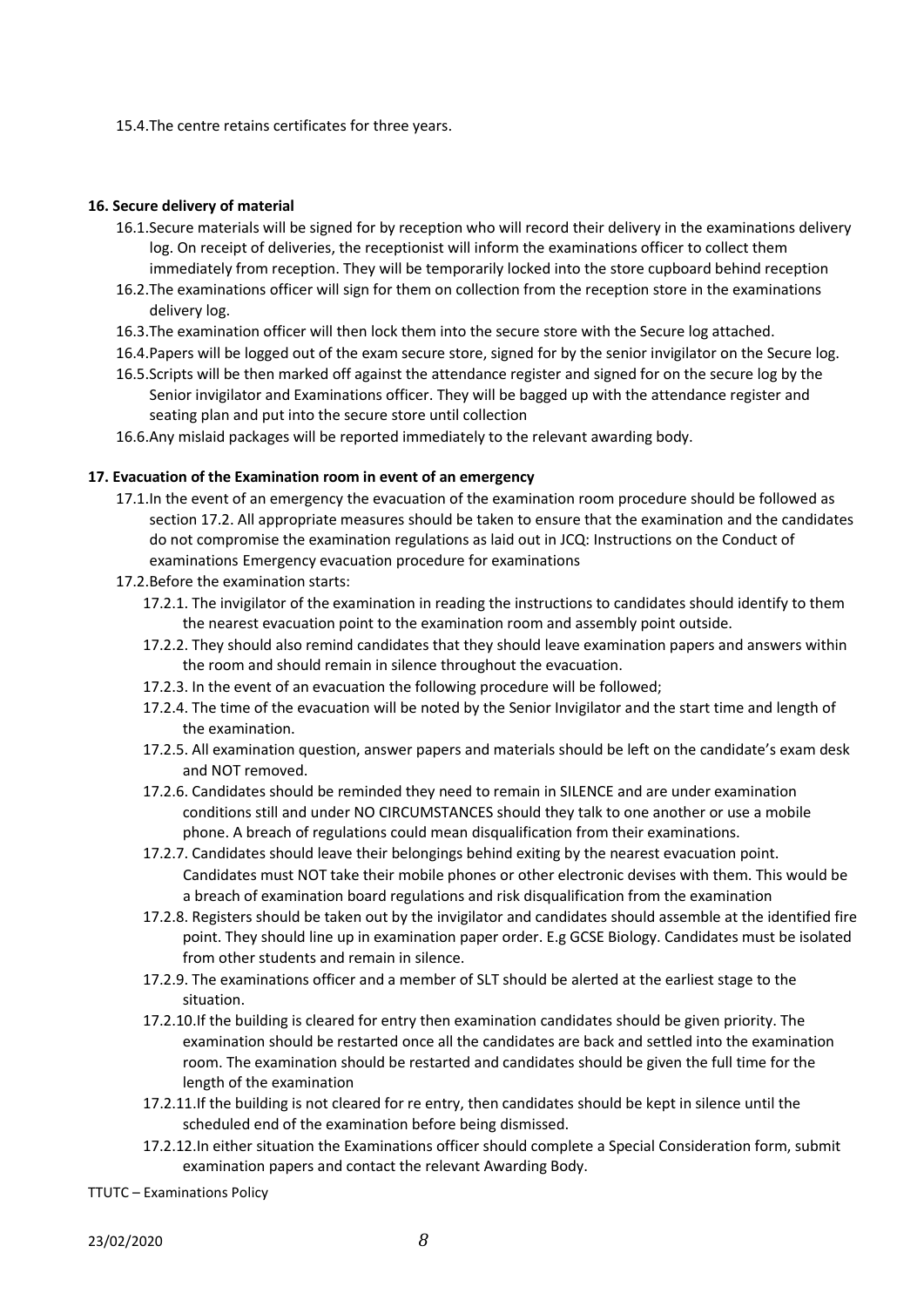15.4.The centre retains certificates for three years.

**16. Secure delivery of material**

16.1.Secure materials will be signed for by reception who will record their delivery in the examinations delivery log. On receipt of deliveries, the receptionist will inform the examinations officer to collect them immediately from reception. They will be temporarily locked into the store cupboard behind reception

16.2.The examinations officer will sign for them on collection from the reception store in the examinations delivery log.

16.3.The examination officer will then lock them into the secure store with the Secure log attached.

16.4.Papers will be logged out of the exam secure store, signed for by the senior invigilator on the Secure log.

16.5.Scripts will be then marked off against the attendance register and signed for on the secure log by the Senior invigilator and Examinations officer. They will be bagged up with the attendance register and seating plan and put into the secure store until collection

16.6.Any mislaid packages will be reported immediately to the relevant awarding body.

**17. Evacuation of the Examination room in event of an emergency**

17.1.In the event of an emergency the evacuation of the examination room procedure should be followed as section 17.2. All appropriate measures should be taken to ensure that the examination and the candidates do not compromise the examination regulations as laid out in JCQ: Instructions on the Conduct of examinations Emergency evacuation procedure for examinations

17.2.Before the examination starts:

17.2.1. The invigilator of the examination in reading the instructions to candidates should identify to them the nearest evacuation point to the examination room and assembly point outside.

17.2.2. They should also remind candidates that they should leave examination papers and answers within the room and should remain in silence throughout the evacuation.

17.2.3. In the event of an evacuation the following procedure will be followed;

17.2.4. The time of the evacuation will be noted by the Senior Invigilator and the start time and length of the examination.

17.2.5. All examination question, answer papers and materials should be left on the candidate's exam desk and NOT removed.

17.2.6. Candidates should be reminded they need to remain in SILENCE and are under examination conditions still and under NO CIRCUMSTANCES should they talk to one another or use a mobile phone. A breach of regulations could mean disqualification from their examinations.

17.2.7. Candidates should leave their belongings behind exiting by the nearest evacuation point. Candidates must NOT take their mobile phones or other electronic devises with them. This would be a breach of examination board regulations and risk disqualification from the examination

17.2.8. Registers should be taken out by the invigilator and candidates should assemble at the identified fire point. They should line up in examination paper order. E.g GCSE Biology. Candidates must be isolated from other students and remain in silence.

17.2.9. The examinations officer and a member of SLT should be alerted at the earliest stage to the situation.

17.2.10.If the building is cleared for entry then examination candidates should be given priority. The examination should be restarted once all the candidates are back and settled into the examination room. The examination should be restarted and candidates should be given the full time for the length of the examination

17.2.11.If the building is not cleared for re entry, then candidates should be kept in silence until the scheduled end of the examination before being dismissed.

17.2.12.In either situation the Examinations officer should complete a Special Consideration form, submit examination papers and contact the relevant Awarding Body.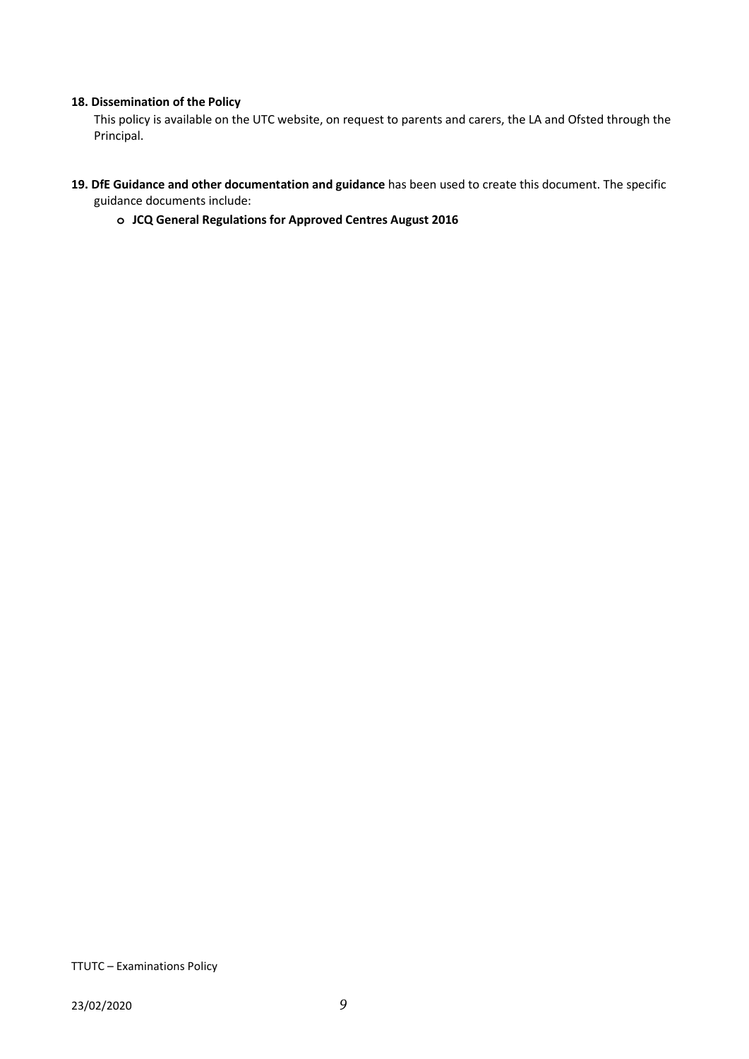**18. Dissemination of the Policy**

This policy is available on the UTC website, on request to parents and carers, the LA and Ofsted through the Principal.

**19. DfE Guidance and other documentation and guidance** has been used to create this document. The specific guidance documents include:

- **JCQ General Regulations for Approved Centres August 2016**